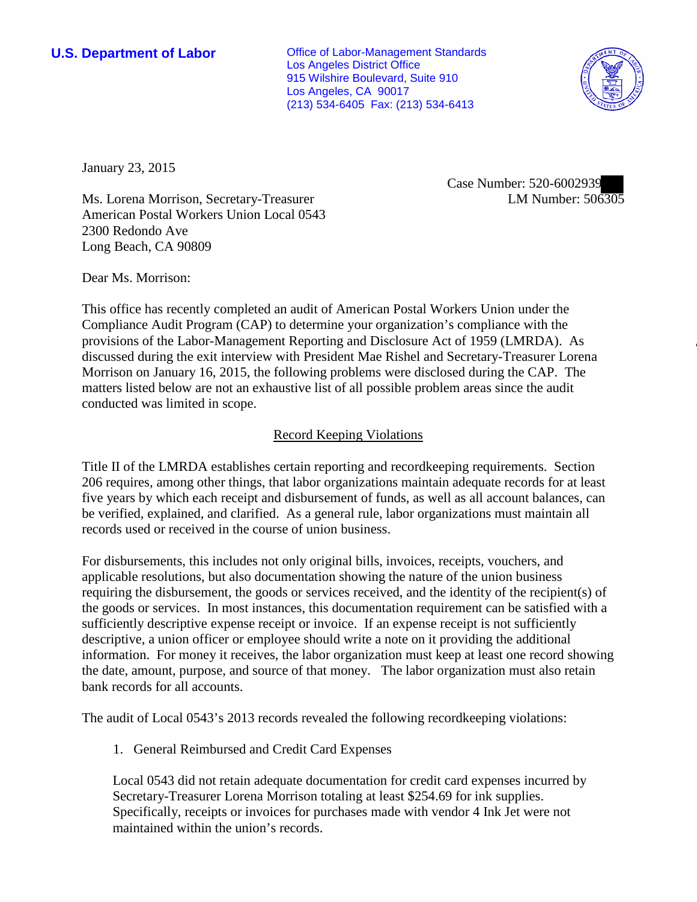**U.S. Department of Labor**

Office of Labor-Management Standards
Los Angeles District Office
915 Wilshire Boulevard, Suite 910
Los Angeles, CA 90017
(213) 534-6405 Fax: (213) 534-6413

January 23, 2015

Case Number: 520-6002939
LM Number: 506305

Ms. Lorena Morrison, Secretary-Treasurer
American Postal Workers Union Local 0543
2300 Redondo Ave
Long Beach, CA 90809

Dear Ms. Morrison:

This office has recently completed an audit of American Postal Workers Union under the Compliance Audit Program (CAP) to determine your organization's compliance with the provisions of the Labor-Management Reporting and Disclosure Act of 1959 (LMRDA). As discussed during the exit interview with President Mae Rishel and Secretary-Treasurer Lorena Morrison on January 16, 2015, the following problems were disclosed during the CAP. The matters listed below are not an exhaustive list of all possible problem areas since the audit conducted was limited in scope.

## Record Keeping Violations

Title II of the LMRDA establishes certain reporting and recordkeeping requirements. Section 206 requires, among other things, that labor organizations maintain adequate records for at least five years by which each receipt and disbursement of funds, as well as all account balances, can be verified, explained, and clarified. As a general rule, labor organizations must maintain all records used or received in the course of union business.

For disbursements, this includes not only original bills, invoices, receipts, vouchers, and applicable resolutions, but also documentation showing the nature of the union business requiring the disbursement, the goods or services received, and the identity of the recipient(s) of the goods or services. In most instances, this documentation requirement can be satisfied with a sufficiently descriptive expense receipt or invoice. If an expense receipt is not sufficiently descriptive, a union officer or employee should write a note on it providing the additional information. For money it receives, the labor organization must keep at least one record showing the date, amount, purpose, and source of that money. The labor organization must also retain bank records for all accounts.

The audit of Local 0543's 2013 records revealed the following recordkeeping violations:

1. General Reimbursed and Credit Card Expenses

Local 0543 did not retain adequate documentation for credit card expenses incurred by Secretary-Treasurer Lorena Morrison totaling at least $254.69 for ink supplies. Specifically, receipts or invoices for purchases made with vendor 4 Ink Jet were not maintained within the union's records.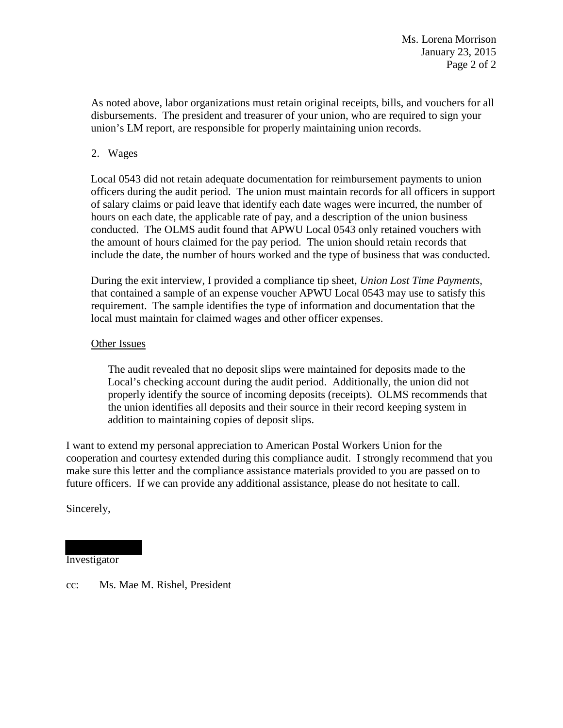As noted above, labor organizations must retain original receipts, bills, and vouchers for all disbursements. The president and treasurer of your union, who are required to sign your union's LM report, are responsible for properly maintaining union records.

2. Wages

Local 0543 did not retain adequate documentation for reimbursement payments to union officers during the audit period. The union must maintain records for all officers in support of salary claims or paid leave that identify each date wages were incurred, the number of hours on each date, the applicable rate of pay, and a description of the union business conducted. The OLMS audit found that APWU Local 0543 only retained vouchers with the amount of hours claimed for the pay period. The union should retain records that include the date, the number of hours worked and the type of business that was conducted.

During the exit interview, I provided a compliance tip sheet, *Union Lost Time Payments*, that contained a sample of an expense voucher APWU Local 0543 may use to satisfy this requirement. The sample identifies the type of information and documentation that the local must maintain for claimed wages and other officer expenses.

Other Issues

The audit revealed that no deposit slips were maintained for deposits made to the Local's checking account during the audit period. Additionally, the union did not properly identify the source of incoming deposits (receipts). OLMS recommends that the union identifies all deposits and their source in their record keeping system in addition to maintaining copies of deposit slips.

I want to extend my personal appreciation to American Postal Workers Union for the cooperation and courtesy extended during this compliance audit. I strongly recommend that you make sure this letter and the compliance assistance materials provided to you are passed on to future officers. If we can provide any additional assistance, please do not hesitate to call.

Sincerely,

Investigator

cc: Ms. Mae M. Rishel, President